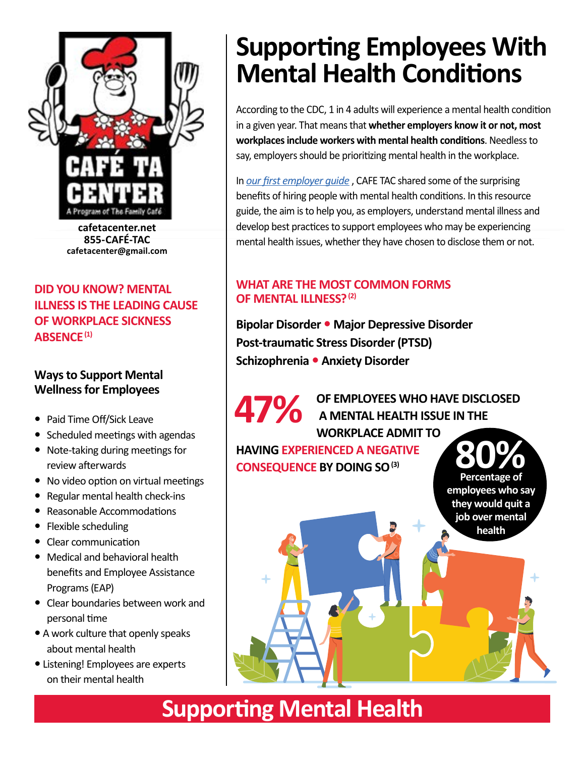CAFÉ TA CENTER

A Program of The Family Café

**cafetacenter.net**
**855-CAFÉ-TAC**
**cafetacenter@gmail.com**

# Supporting Employees With Mental Health Conditions

According to the CDC, 1 in 4 adults will experience a mental health condition in a given year. That means that **whether employers know it or not, most workplaces include workers with mental health conditions**. Needless to say, employers should be prioritizing mental health in the workplace.

In *our first employer guide* , CAFE TAC shared some of the surprising benefits of hiring people with mental health conditions. In this resource guide, the aim is to help you, as employers, understand mental illness and develop best practices to support employees who may be experiencing mental health issues, whether they have chosen to disclose them or not.

## DID YOU KNOW? MENTAL ILLNESS IS THE LEADING CAUSE OF WORKPLACE SICKNESS ABSENCE [1]

### Ways to Support Mental Wellness for Employees

- Paid Time Off/Sick Leave
- Scheduled meetings with agendas
- Note-taking during meetings for review afterwards
- No video option on virtual meetings
- Regular mental health check-ins
- Reasonable Accommodations
- Flexible scheduling
- Clear communication
- Medical and behavioral health benefits and Employee Assistance Programs (EAP)
- Clear boundaries between work and personal time
- A work culture that openly speaks about mental health
- Listening! Employees are experts on their mental health

## WHAT ARE THE MOST COMMON FORMS OF MENTAL ILLNESS? [2]

**Bipolar Disorder • Major Depressive Disorder**
**Post-traumatic Stress Disorder (PTSD)**
**Schizophrenia • Anxiety Disorder**

**47%** OF EMPLOYEES WHO HAVE DISCLOSED A MENTAL HEALTH ISSUE IN THE WORKPLACE ADMIT TO HAVING EXPERIENCED A NEGATIVE CONSEQUENCE BY DOING SO [3]

**80%** Percentage of employees who say they would quit a job over mental health

## Supporting Mental Health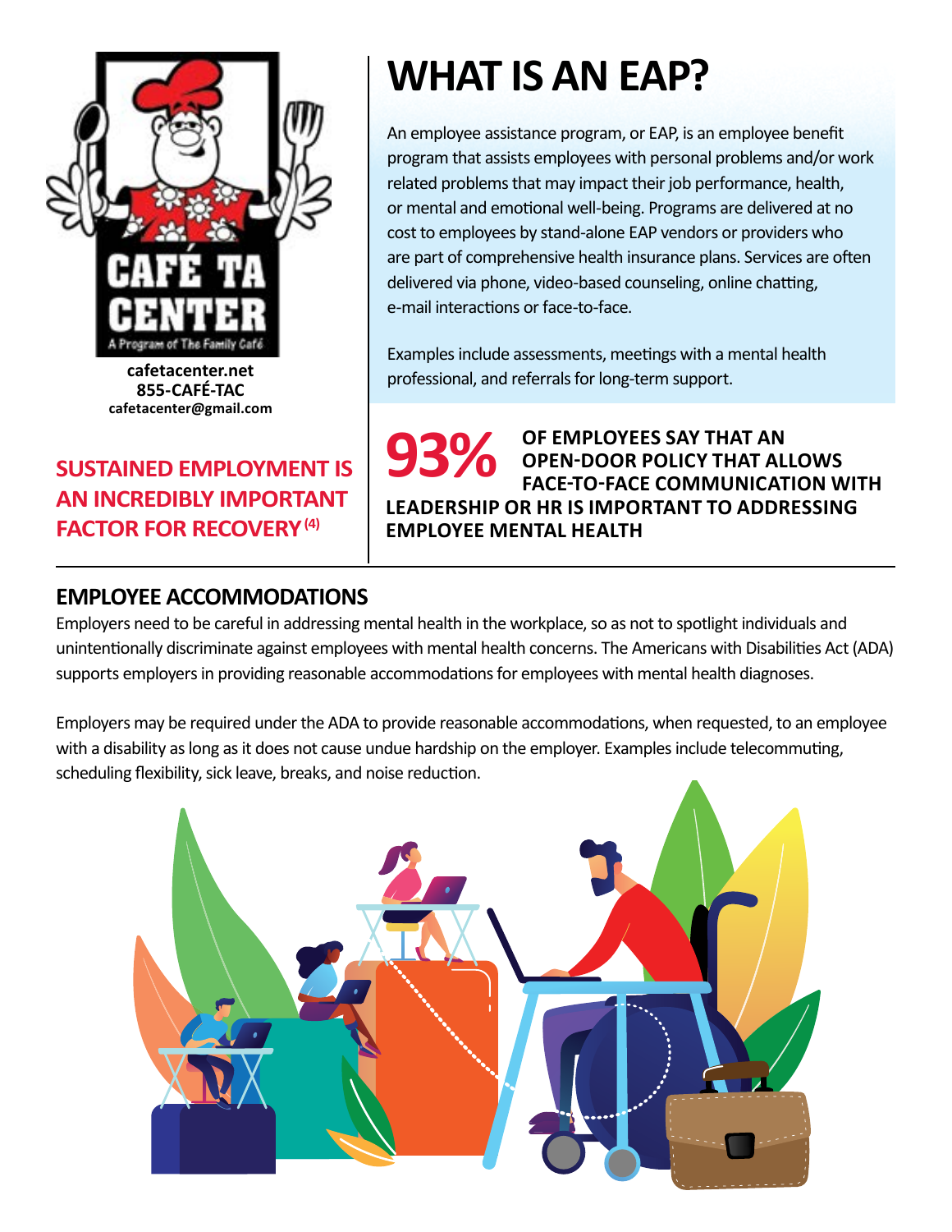cafetacenter.net
855-CAFÉ-TAC
cafetacenter@gmail.com

**SUSTAINED EMPLOYMENT IS AN INCREDIBLY IMPORTANT FACTOR FOR RECOVERY [4]**

# WHAT IS AN EAP?

An employee assistance program, or EAP, is an employee benefit program that assists employees with personal problems and/or work related problems that may impact their job performance, health, or mental and emotional well-being. Programs are delivered at no cost to employees by stand-alone EAP vendors or providers who are part of comprehensive health insurance plans. Services are often delivered via phone, video-based counseling, online chatting, e-mail interactions or face-to-face.

Examples include assessments, meetings with a mental health professional, and referrals for long-term support.

**93% OF EMPLOYEES SAY THAT AN OPEN-DOOR POLICY THAT ALLOWS FACE-TO-FACE COMMUNICATION WITH LEADERSHIP OR HR IS IMPORTANT TO ADDRESSING EMPLOYEE MENTAL HEALTH**

## EMPLOYEE ACCOMMODATIONS

Employers need to be careful in addressing mental health in the workplace, so as not to spotlight individuals and unintentionally discriminate against employees with mental health concerns. The Americans with Disabilities Act (ADA) supports employers in providing reasonable accommodations for employees with mental health diagnoses.

Employers may be required under the ADA to provide reasonable accommodations, when requested, to an employee with a disability as long as it does not cause undue hardship on the employer. Examples include telecommuting, scheduling flexibility, sick leave, breaks, and noise reduction.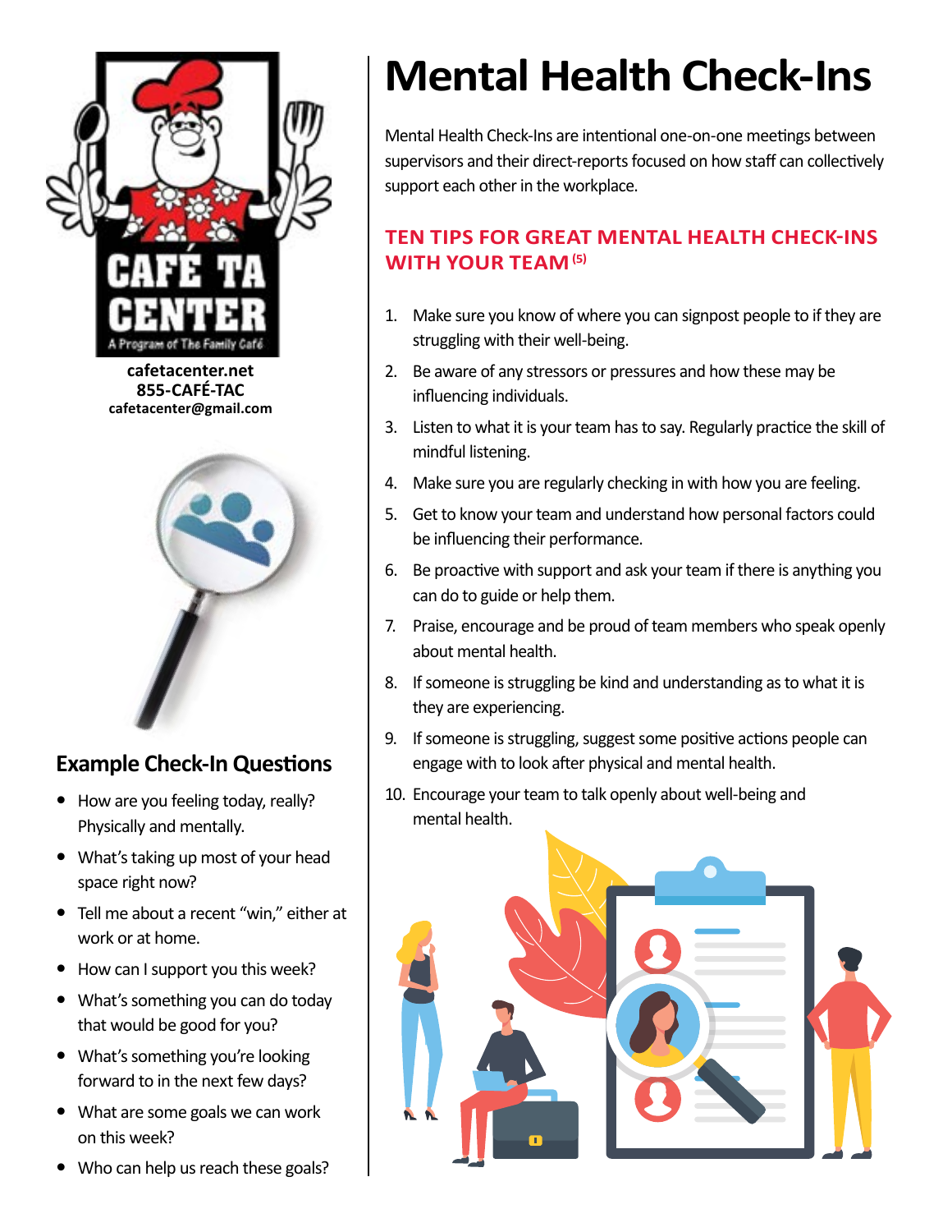# Mental Health Check-Ins

Mental Health Check-Ins are intentional one-on-one meetings between supervisors and their direct-reports focused on how staff can collectively support each other in the workplace.

## TEN TIPS FOR GREAT MENTAL HEALTH CHECK-INS WITH YOUR TEAM [5]

1. Make sure you know of where you can signpost people to if they are struggling with their well-being.
2. Be aware of any stressors or pressures and how these may be influencing individuals.
3. Listen to what it is your team has to say. Regularly practice the skill of mindful listening.
4. Make sure you are regularly checking in with how you are feeling.
5. Get to know your team and understand how personal factors could be influencing their performance.
6. Be proactive with support and ask your team if there is anything you can do to guide or help them.
7. Praise, encourage and be proud of team members who speak openly about mental health.
8. If someone is struggling be kind and understanding as to what it is they are experiencing.
9. If someone is struggling, suggest some positive actions people can engage with to look after physical and mental health.
10. Encourage your team to talk openly about well-being and mental health.

CAFÉ TA CENTER
A Program of The Family Café

**cafetacenter.net**
**855-CAFÉ-TAC**
**cafetacenter@gmail.com**

## Example Check-In Questions

- How are you feeling today, really? Physically and mentally.
- What's taking up most of your head space right now?
- Tell me about a recent "win," either at work or at home.
- How can I support you this week?
- What's something you can do today that would be good for you?
- What's something you're looking forward to in the next few days?
- What are some goals we can work on this week?
- Who can help us reach these goals?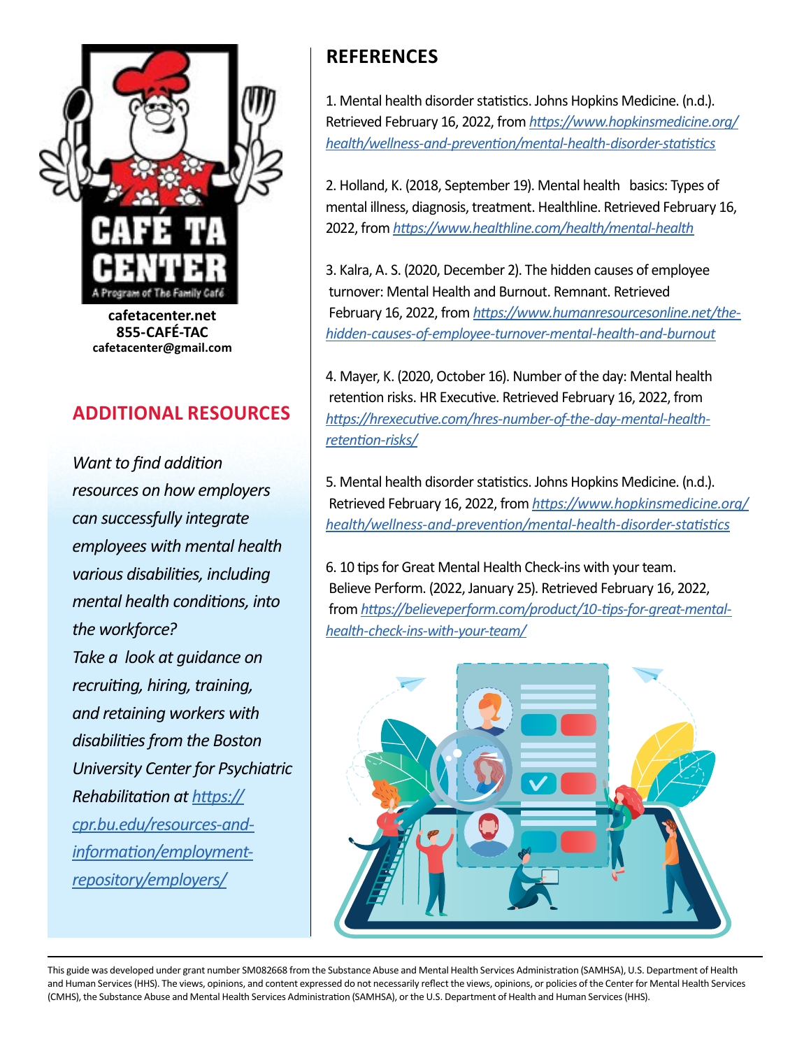cafetacenter.net
855-CAFÉ-TAC
cafetacenter@gmail.com

## ADDITIONAL RESOURCES

*Want to find addition resources on how employers can successfully integrate employees with mental health various disabilities, including mental health conditions, into the workforce?*
*Take a look at guidance on recruiting, hiring, training, and retaining workers with disabilities from the Boston University Center for Psychiatric Rehabilitation at https://cpr.bu.edu/resources-and-information/employment-repository/employers/*

## REFERENCES

1. Mental health disorder statistics. Johns Hopkins Medicine. (n.d.). Retrieved February 16, 2022, from *https://www.hopkinsmedicine.org/health/wellness-and-prevention/mental-health-disorder-statistics*

2. Holland, K. (2018, September 19). Mental health basics: Types of mental illness, diagnosis, treatment. Healthline. Retrieved February 16, 2022, from *https://www.healthline.com/health/mental-health*

3. Kalra, A. S. (2020, December 2). The hidden causes of employee turnover: Mental Health and Burnout. Remnant. Retrieved February 16, 2022, from *https://www.humanresourcesonline.net/the-hidden-causes-of-employee-turnover-mental-health-and-burnout*

4. Mayer, K. (2020, October 16). Number of the day: Mental health retention risks. HR Executive. Retrieved February 16, 2022, from *https://hrexecutive.com/hres-number-of-the-day-mental-health-retention-risks/*

5. Mental health disorder statistics. Johns Hopkins Medicine. (n.d.). Retrieved February 16, 2022, from *https://www.hopkinsmedicine.org/health/wellness-and-prevention/mental-health-disorder-statistics*

6. 10 tips for Great Mental Health Check-ins with your team. Believe Perform. (2022, January 25). Retrieved February 16, 2022, from *https://believeperform.com/product/10-tips-for-great-mental-health-check-ins-with-your-team/*

This guide was developed under grant number SM082668 from the Substance Abuse and Mental Health Services Administration (SAMHSA), U.S. Department of Health and Human Services (HHS). The views, opinions, and content expressed do not necessarily reflect the views, opinions, or policies of the Center for Mental Health Services (CMHS), the Substance Abuse and Mental Health Services Administration (SAMHSA), or the U.S. Department of Health and Human Services (HHS).